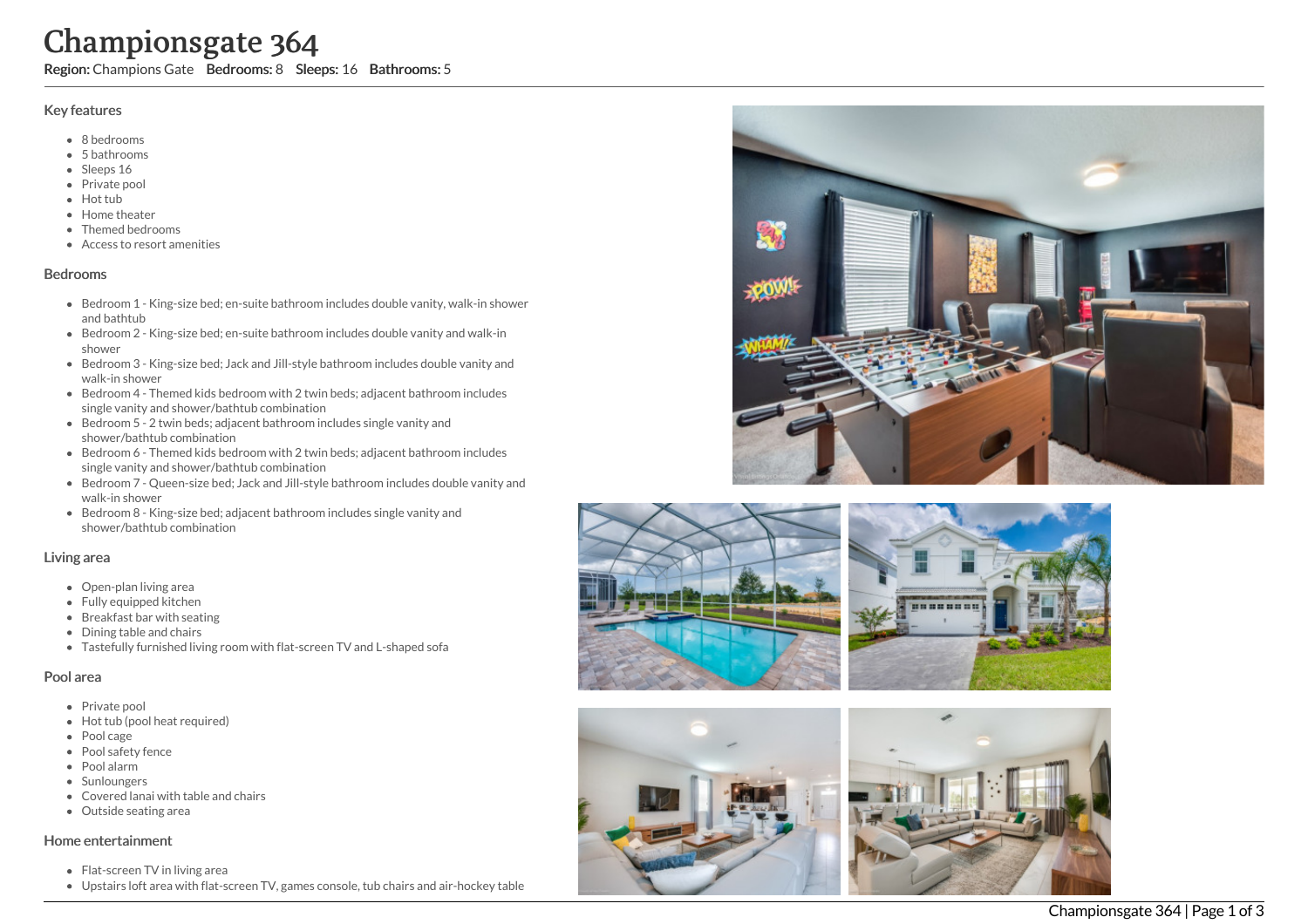# Championsgate 364

**Region:** Champions Gate **Bedrooms:** 8 **Sleeps:** 16 **Bathrooms:** 5

## Key features

- 8 bedrooms
- 5 bathrooms
- Sleeps 16
- Private pool
- Hot tub
- Home theater
- Themed bedrooms
- Access to resort amenities

## Bedrooms

- Bedroom 1 - King-size bed; en-suite bathroom includes double vanity, walk-in shower and bathtub
- Bedroom 2 - King-size bed; en-suite bathroom includes double vanity and walk-in shower
- Bedroom 3 - King-size bed; Jack and Jill-style bathroom includes double vanity and walk-in shower
- Bedroom 4 - Themed kids bedroom with 2 twin beds; adjacent bathroom includes single vanity and shower/bathtub combination
- Bedroom 5 - 2 twin beds; adjacent bathroom includes single vanity and shower/bathtub combination
- Bedroom 6 - Themed kids bedroom with 2 twin beds; adjacent bathroom includes single vanity and shower/bathtub combination
- Bedroom 7 - Queen-size bed; Jack and Jill-style bathroom includes double vanity and walk-in shower
- Bedroom 8 - King-size bed; adjacent bathroom includes single vanity and shower/bathtub combination

## Living area

- Open-plan living area
- Fully equipped kitchen
- Breakfast bar with seating
- Dining table and chairs
- Tastefully furnished living room with flat-screen TV and L-shaped sofa

## Pool area

- Private pool
- Hot tub (pool heat required)
- Pool cage
- Pool safety fence
- Pool alarm
- Sunloungers
- Covered lanai with table and chairs
- Outside seating area

## Home entertainment

- Flat-screen TV in living area
- Upstairs loft area with flat-screen TV, games console, tub chairs and air-hockey table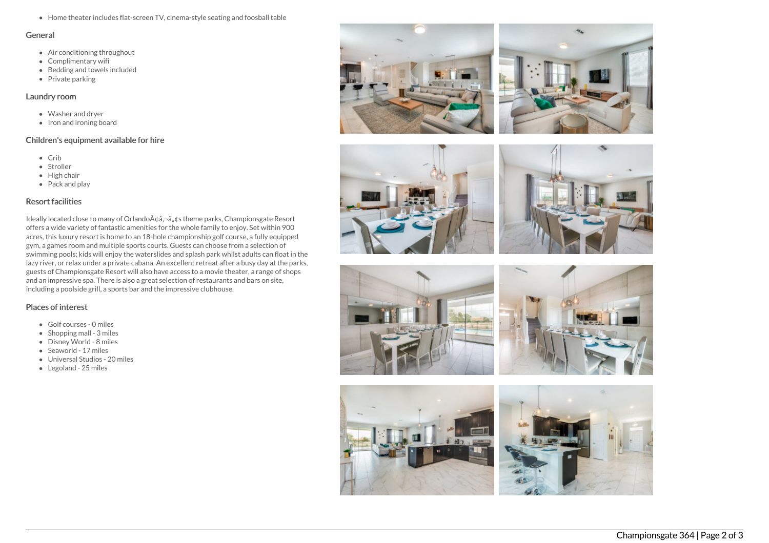- Home theater includes flat-screen TV, cinema-style seating and foosball table

## General

- Air conditioning throughout
- Complimentary wifi
- Bedding and towels included
- Private parking

## Laundry room

- Washer and dryer
- Iron and ironing board

## Children's equipment available for hire

- Crib
- Stroller
- High chair
- Pack and play

## Resort facilities

Ideally located close to many of OrlandoÃ¢â‚¬â„¢s theme parks, Championsgate Resort offers a wide variety of fantastic amenities for the whole family to enjoy. Set within 900 acres, this luxury resort is home to an 18-hole championship golf course, a fully equipped gym, a games room and multiple sports courts. Guests can choose from a selection of swimming pools; kids will enjoy the waterslides and splash park whilst adults can float in the lazy river, or relax under a private cabana. An excellent retreat after a busy day at the parks, guests of Championsgate Resort will also have access to a movie theater, a range of shops and an impressive spa. There is also a great selection of restaurants and bars on site, including a poolside grill, a sports bar and the impressive clubhouse.

## Places of interest

- Golf courses - 0 miles
- Shopping mall - 3 miles
- Disney World - 8 miles
- Seaworld - 17 miles
- Universal Studios - 20 miles
- Legoland - 25 miles